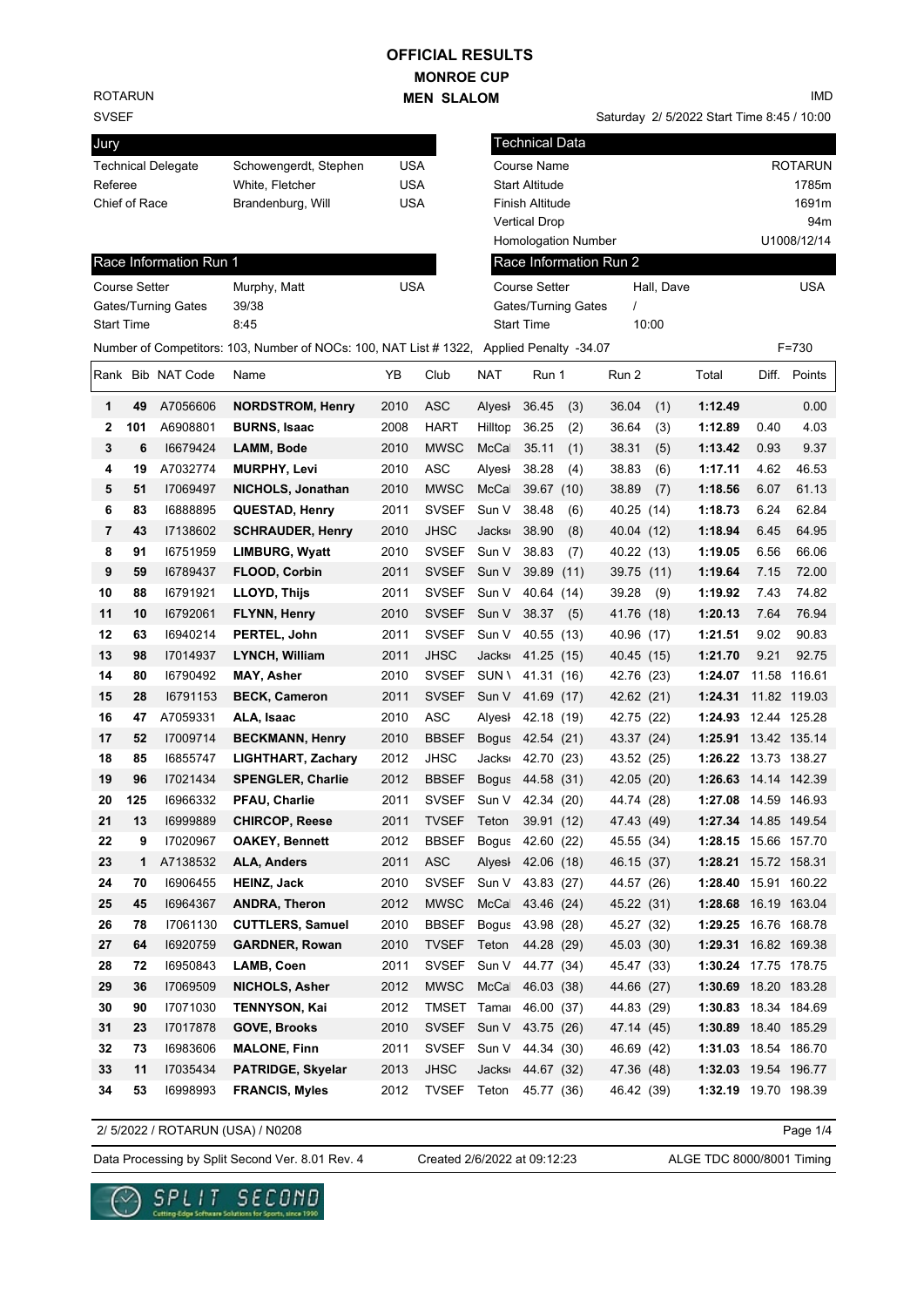# OFFICIAL RESULTS

## MONROE CUP

## MEN SLALOM

ROTARUN

SVSEF

IMD

Saturday 2/ 5/2022 Start Time 8:45 / 10:00

| Jury | | |
|---|---|---|
| Technical Delegate | Schowengerdt, Stephen | USA |
| Referee | White, Fletcher | USA |
| Chief of Race | Brandenburg, Will | USA |

| Technical Data | |
|---|---|
| Course Name | ROTARUN |
| Start Altitude | 1785m |
| Finish Altitude | 1691m |
| Vertical Drop | 94m |
| Homologation Number | U1008/12/14 |

| Race Information Run 1 | | |
|---|---|---|
| Course Setter | Murphy, Matt | USA |
| Gates/Turning Gates | 39/38 | |
| Start Time | 8:45 | |

| Race Information Run 2 | | |
|---|---|---|
| Course Setter | Hall, Dave | USA |
| Gates/Turning Gates | / | |
| Start Time | 10:00 | |

Number of Competitors: 103, Number of NOCs: 100, NAT List # 1322, Applied Penalty -34.07 F=730

| Rank | Bib | NAT Code | Name | YB | Club | NAT | Run 1 | Run 2 | Total | Diff. | Points |
|---|---|---|---|---|---|---|---|---|---|---|---|
| 1 | 49 | A7056606 | **NORDSTROM, Henry** | 2010 | ASC | Alyesk | 36.45 (3) | 36.04 (1) | **1:12.49** | | 0.00 |
| 2 | 101 | A6908801 | **BURNS, Isaac** | 2008 | HART | Hilltop | 36.25 (2) | 36.64 (3) | **1:12.89** | 0.40 | 4.03 |
| 3 | 6 | I6679424 | **LAMM, Bode** | 2010 | MWSC | McCal | 35.11 (1) | 38.31 (5) | **1:13.42** | 0.93 | 9.37 |
| 4 | 19 | A7032774 | **MURPHY, Levi** | 2010 | ASC | Alyesk | 38.28 (4) | 38.83 (6) | **1:17.11** | 4.62 | 46.53 |
| 5 | 51 | I7069497 | **NICHOLS, Jonathan** | 2010 | MWSC | McCal | 39.67 (10) | 38.89 (7) | **1:18.56** | 6.07 | 61.13 |
| 6 | 83 | I6888895 | **QUESTAD, Henry** | 2011 | SVSEF | Sun V | 38.48 (6) | 40.25 (14) | **1:18.73** | 6.24 | 62.84 |
| 7 | 43 | I7138602 | **SCHRAUDER, Henry** | 2010 | JHSC | Jackso | 38.90 (8) | 40.04 (12) | **1:18.94** | 6.45 | 64.95 |
| 8 | 91 | I6751959 | **LIMBURG, Wyatt** | 2010 | SVSEF | Sun V | 38.83 (7) | 40.22 (13) | **1:19.05** | 6.56 | 66.06 |
| 9 | 59 | I6789437 | **FLOOD, Corbin** | 2011 | SVSEF | Sun V | 39.89 (11) | 39.75 (11) | **1:19.64** | 7.15 | 72.00 |
| 10 | 88 | I6791921 | **LLOYD, Thijs** | 2011 | SVSEF | Sun V | 40.64 (14) | 39.28 (9) | **1:19.92** | 7.43 | 74.82 |
| 11 | 10 | I6792061 | **FLYNN, Henry** | 2010 | SVSEF | Sun V | 38.37 (5) | 41.76 (18) | **1:20.13** | 7.64 | 76.94 |
| 12 | 63 | I6940214 | **PERTEL, John** | 2011 | SVSEF | Sun V | 40.55 (13) | 40.96 (17) | **1:21.51** | 9.02 | 90.83 |
| 13 | 98 | I7014937 | **LYNCH, William** | 2011 | JHSC | Jackso | 41.25 (15) | 40.45 (15) | **1:21.70** | 9.21 | 92.75 |
| 14 | 80 | I6790492 | **MAY, Asher** | 2010 | SVSEF | SUN V | 41.31 (16) | 42.76 (23) | **1:24.07** | 11.58 | 116.61 |
| 15 | 28 | I6791153 | **BECK, Cameron** | 2011 | SVSEF | Sun V | 41.69 (17) | 42.62 (21) | **1:24.31** | 11.82 | 119.03 |
| 16 | 47 | A7059331 | **ALA, Isaac** | 2010 | ASC | Alyesk | 42.18 (19) | 42.75 (22) | **1:24.93** | 12.44 | 125.28 |
| 17 | 52 | I7009714 | **BECKMANN, Henry** | 2010 | BBSEF | Bogus | 42.54 (21) | 43.37 (24) | **1:25.91** | 13.42 | 135.14 |
| 18 | 85 | I6855747 | **LIGHTHART, Zachary** | 2012 | JHSC | Jackso | 42.70 (23) | 43.52 (25) | **1:26.22** | 13.73 | 138.27 |
| 19 | 96 | I7021434 | **SPENGLER, Charlie** | 2012 | BBSEF | Bogus | 44.58 (31) | 42.05 (20) | **1:26.63** | 14.14 | 142.39 |
| 20 | 125 | I6966332 | **PFAU, Charlie** | 2011 | SVSEF | Sun V | 42.34 (20) | 44.74 (28) | **1:27.08** | 14.59 | 146.93 |
| 21 | 13 | I6999889 | **CHIRCOP, Reese** | 2011 | TVSEF | Teton | 39.91 (12) | 47.43 (49) | **1:27.34** | 14.85 | 149.54 |
| 22 | 9 | I7020967 | **OAKEY, Bennett** | 2012 | BBSEF | Bogus | 42.60 (22) | 45.55 (34) | **1:28.15** | 15.66 | 157.70 |
| 23 | 1 | A7138532 | **ALA, Anders** | 2011 | ASC | Alyesk | 42.06 (18) | 46.15 (37) | **1:28.21** | 15.72 | 158.31 |
| 24 | 70 | I6906455 | **HEINZ, Jack** | 2010 | SVSEF | Sun V | 43.83 (27) | 44.57 (26) | **1:28.40** | 15.91 | 160.22 |
| 25 | 45 | I6964367 | **ANDRA, Theron** | 2012 | MWSC | McCal | 43.46 (24) | 45.22 (31) | **1:28.68** | 16.19 | 163.04 |
| 26 | 78 | I7061130 | **CUTTLERS, Samuel** | 2010 | BBSEF | Bogus | 43.98 (28) | 45.27 (32) | **1:29.25** | 16.76 | 168.78 |
| 27 | 64 | I6920759 | **GARDNER, Rowan** | 2010 | TVSEF | Teton | 44.28 (29) | 45.03 (30) | **1:29.31** | 16.82 | 169.38 |
| 28 | 72 | I6950843 | **LAMB, Coen** | 2011 | SVSEF | Sun V | 44.77 (34) | 45.47 (33) | **1:30.24** | 17.75 | 178.75 |
| 29 | 36 | I7069509 | **NICHOLS, Asher** | 2012 | MWSC | McCal | 46.03 (38) | 44.66 (27) | **1:30.69** | 18.20 | 183.28 |
| 30 | 90 | I7071030 | **TENNYSON, Kai** | 2012 | TMSET | Tamar | 46.00 (37) | 44.83 (29) | **1:30.83** | 18.34 | 184.69 |
| 31 | 23 | I7017878 | **GOVE, Brooks** | 2010 | SVSEF | Sun V | 43.75 (26) | 47.14 (45) | **1:30.89** | 18.40 | 185.29 |
| 32 | 73 | I6983606 | **MALONE, Finn** | 2011 | SVSEF | Sun V | 44.34 (30) | 46.69 (42) | **1:31.03** | 18.54 | 186.70 |
| 33 | 11 | I7035434 | **PATRIDGE, Skyelar** | 2013 | JHSC | Jackso | 44.67 (32) | 47.36 (48) | **1:32.03** | 19.54 | 196.77 |
| 34 | 53 | I6998993 | **FRANCIS, Myles** | 2012 | TVSEF | Teton | 45.77 (36) | 46.42 (39) | **1:32.19** | 19.70 | 198.39 |

2/ 5/2022 / ROTARUN (USA) / N0208

Data Processing by Split Second Ver. 8.01 Rev. 4 Created 2/6/2022 at 09:12:23 ALGE TDC 8000/8001 Timing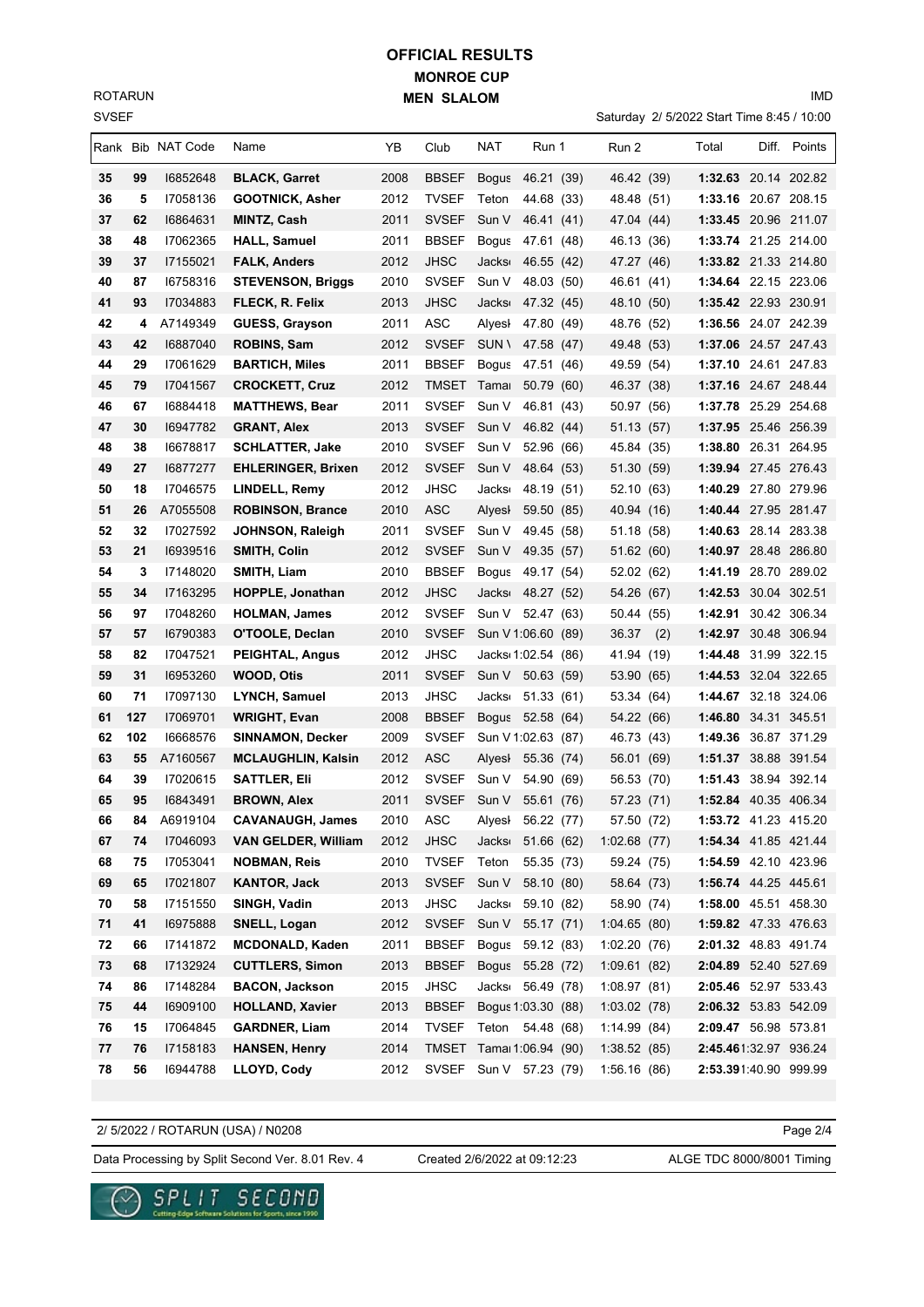# OFFICIAL RESULTS
## MONROE CUP
## MEN SLALOM

ROTARUN
SVSEF

IMD

Saturday 2/ 5/2022 Start Time 8:45 / 10:00

| Rank | Bib | NAT Code | Name | YB | Club | NAT | Run 1 | Run 2 | Total | Diff. | Points |
|---|---|---|---|---|---|---|---|---|---|---|---|
| 35 | 99 | I6852648 | **BLACK, Garret** | 2008 | BBSEF | Bogus | 46.21 (39) | 46.42 (39) | **1:32.63** | 20.14 | 202.82 |
| 36 | 5 | I7058136 | **GOOTNICK, Asher** | 2012 | TVSEF | Teton | 44.68 (33) | 48.48 (51) | **1:33.16** | 20.67 | 208.15 |
| 37 | 62 | I6864631 | **MINTZ, Cash** | 2011 | SVSEF | Sun V | 46.41 (41) | 47.04 (44) | **1:33.45** | 20.96 | 211.07 |
| 38 | 48 | I7062365 | **HALL, Samuel** | 2011 | BBSEF | Bogus | 47.61 (48) | 46.13 (36) | **1:33.74** | 21.25 | 214.00 |
| 39 | 37 | I7155021 | **FALK, Anders** | 2012 | JHSC | Jacks | 46.55 (42) | 47.27 (46) | **1:33.82** | 21.33 | 214.80 |
| 40 | 87 | I6758316 | **STEVENSON, Briggs** | 2010 | SVSEF | Sun V | 48.03 (50) | 46.61 (41) | **1:34.64** | 22.15 | 223.06 |
| 41 | 93 | I7034883 | **FLECK, R. Felix** | 2013 | JHSC | Jacks | 47.32 (45) | 48.10 (50) | **1:35.42** | 22.93 | 230.91 |
| 42 | 4 | A7149349 | **GUESS, Grayson** | 2011 | ASC | Alyesł | 47.80 (49) | 48.76 (52) | **1:36.56** | 24.07 | 242.39 |
| 43 | 42 | I6887040 | **ROBINS, Sam** | 2012 | SVSEF | SUN \ | 47.58 (47) | 49.48 (53) | **1:37.06** | 24.57 | 247.43 |
| 44 | 29 | I7061629 | **BARTICH, Miles** | 2011 | BBSEF | Bogus | 47.51 (46) | 49.59 (54) | **1:37.10** | 24.61 | 247.83 |
| 45 | 79 | I7041567 | **CROCKETT, Cruz** | 2012 | TMSET | Tamai | 50.79 (60) | 46.37 (38) | **1:37.16** | 24.67 | 248.44 |
| 46 | 67 | I6884418 | **MATTHEWS, Bear** | 2011 | SVSEF | Sun V | 46.81 (43) | 50.97 (56) | **1:37.78** | 25.29 | 254.68 |
| 47 | 30 | I6947782 | **GRANT, Alex** | 2013 | SVSEF | Sun V | 46.82 (44) | 51.13 (57) | **1:37.95** | 25.46 | 256.39 |
| 48 | 38 | I6678817 | **SCHLATTER, Jake** | 2010 | SVSEF | Sun V | 52.96 (66) | 45.84 (35) | **1:38.80** | 26.31 | 264.95 |
| 49 | 27 | I6877277 | **EHLERINGER, Brixen** | 2012 | SVSEF | Sun V | 48.64 (53) | 51.30 (59) | **1:39.94** | 27.45 | 276.43 |
| 50 | 18 | I7046575 | **LINDELL, Remy** | 2012 | JHSC | Jacks | 48.19 (51) | 52.10 (63) | **1:40.29** | 27.80 | 279.96 |
| 51 | 26 | A7055508 | **ROBINSON, Brance** | 2010 | ASC | Alyesł | 59.50 (85) | 40.94 (16) | **1:40.44** | 27.95 | 281.47 |
| 52 | 32 | I7027592 | **JOHNSON, Raleigh** | 2011 | SVSEF | Sun V | 49.45 (58) | 51.18 (58) | **1:40.63** | 28.14 | 283.38 |
| 53 | 21 | I6939516 | **SMITH, Colin** | 2012 | SVSEF | Sun V | 49.35 (57) | 51.62 (60) | **1:40.97** | 28.48 | 286.80 |
| 54 | 3 | I7148020 | **SMITH, Liam** | 2010 | BBSEF | Bogus | 49.17 (54) | 52.02 (62) | **1:41.19** | 28.70 | 289.02 |
| 55 | 34 | I7163295 | **HOPPLE, Jonathan** | 2012 | JHSC | Jacks | 48.27 (52) | 54.26 (67) | **1:42.53** | 30.04 | 302.51 |
| 56 | 97 | I7048260 | **HOLMAN, James** | 2012 | SVSEF | Sun V | 52.47 (63) | 50.44 (55) | **1:42.91** | 30.42 | 306.34 |
| 57 | 57 | I6790383 | **O'TOOLE, Declan** | 2010 | SVSEF | Sun V | 1:06.60 (89) | 36.37 (2) | **1:42.97** | 30.48 | 306.94 |
| 58 | 82 | I7047521 | **PEIGHTAL, Angus** | 2012 | JHSC | Jacks | 1:02.54 (86) | 41.94 (19) | **1:44.48** | 31.99 | 322.15 |
| 59 | 31 | I6953260 | **WOOD, Otis** | 2011 | SVSEF | Sun V | 50.63 (59) | 53.90 (65) | **1:44.53** | 32.04 | 322.65 |
| 60 | 71 | I7097130 | **LYNCH, Samuel** | 2013 | JHSC | Jacks | 51.33 (61) | 53.34 (64) | **1:44.67** | 32.18 | 324.06 |
| 61 | 127 | I7069701 | **WRIGHT, Evan** | 2008 | BBSEF | Bogus | 52.58 (64) | 54.22 (66) | **1:46.80** | 34.31 | 345.51 |
| 62 | 102 | I6668576 | **SINNAMON, Decker** | 2009 | SVSEF | Sun V | 1:02.63 (87) | 46.73 (43) | **1:49.36** | 36.87 | 371.29 |
| 63 | 55 | A7160567 | **MCLAUGHLIN, Kalsin** | 2012 | ASC | Alyesł | 55.36 (74) | 56.01 (69) | **1:51.37** | 38.88 | 391.54 |
| 64 | 39 | I7020615 | **SATTLER, Eli** | 2012 | SVSEF | Sun V | 54.90 (69) | 56.53 (70) | **1:51.43** | 38.94 | 392.14 |
| 65 | 95 | I6843491 | **BROWN, Alex** | 2011 | SVSEF | Sun V | 55.61 (76) | 57.23 (71) | **1:52.84** | 40.35 | 406.34 |
| 66 | 84 | A6919104 | **CAVANAUGH, James** | 2010 | ASC | Alyesł | 56.22 (77) | 57.50 (72) | **1:53.72** | 41.23 | 415.20 |
| 67 | 74 | I7046093 | **VAN GELDER, William** | 2012 | JHSC | Jacks | 51.66 (62) | 1:02.68 (77) | **1:54.34** | 41.85 | 421.44 |
| 68 | 75 | I7053041 | **NOBMAN, Reis** | 2010 | TVSEF | Teton | 55.35 (73) | 59.24 (75) | **1:54.59** | 42.10 | 423.96 |
| 69 | 65 | I7021807 | **KANTOR, Jack** | 2013 | SVSEF | Sun V | 58.10 (80) | 58.64 (73) | **1:56.74** | 44.25 | 445.61 |
| 70 | 58 | I7151550 | **SINGH, Vadin** | 2013 | JHSC | Jacks | 59.10 (82) | 58.90 (74) | **1:58.00** | 45.51 | 458.30 |
| 71 | 41 | I6975888 | **SNELL, Logan** | 2012 | SVSEF | Sun V | 55.17 (71) | 1:04.65 (80) | **1:59.82** | 47.33 | 476.63 |
| 72 | 66 | I7141872 | **MCDONALD, Kaden** | 2011 | BBSEF | Bogus | 59.12 (83) | 1:02.20 (76) | **2:01.32** | 48.83 | 491.74 |
| 73 | 68 | I7132924 | **CUTTLERS, Simon** | 2013 | BBSEF | Bogus | 55.28 (72) | 1:09.61 (82) | **2:04.89** | 52.40 | 527.69 |
| 74 | 86 | I7148284 | **BACON, Jackson** | 2015 | JHSC | Jacks | 56.49 (78) | 1:08.97 (81) | **2:05.46** | 52.97 | 533.43 |
| 75 | 44 | I6909100 | **HOLLAND, Xavier** | 2013 | BBSEF | Bogus | 1:03.30 (88) | 1:03.02 (78) | **2:06.32** | 53.83 | 542.09 |
| 76 | 15 | I7064845 | **GARDNER, Liam** | 2014 | TVSEF | Teton | 54.48 (68) | 1:14.99 (84) | **2:09.47** | 56.98 | 573.81 |
| 77 | 76 | I7158183 | **HANSEN, Henry** | 2014 | TMSET | Tamai | 1:06.94 (90) | 1:38.52 (85) | **2:45.46** | 1:32.97 | 936.24 |
| 78 | 56 | I6944788 | **LLOYD, Cody** | 2012 | SVSEF | Sun V | 57.23 (79) | 1:56.16 (86) | **2:53.39** | 1:40.90 | 999.99 |

2/ 5/2022 / ROTARUN (USA) / N0208

Data Processing by Split Second Ver. 8.01 Rev. 4 | Created 2/6/2022 at 09:12:23 | ALGE TDC 8000/8001 Timing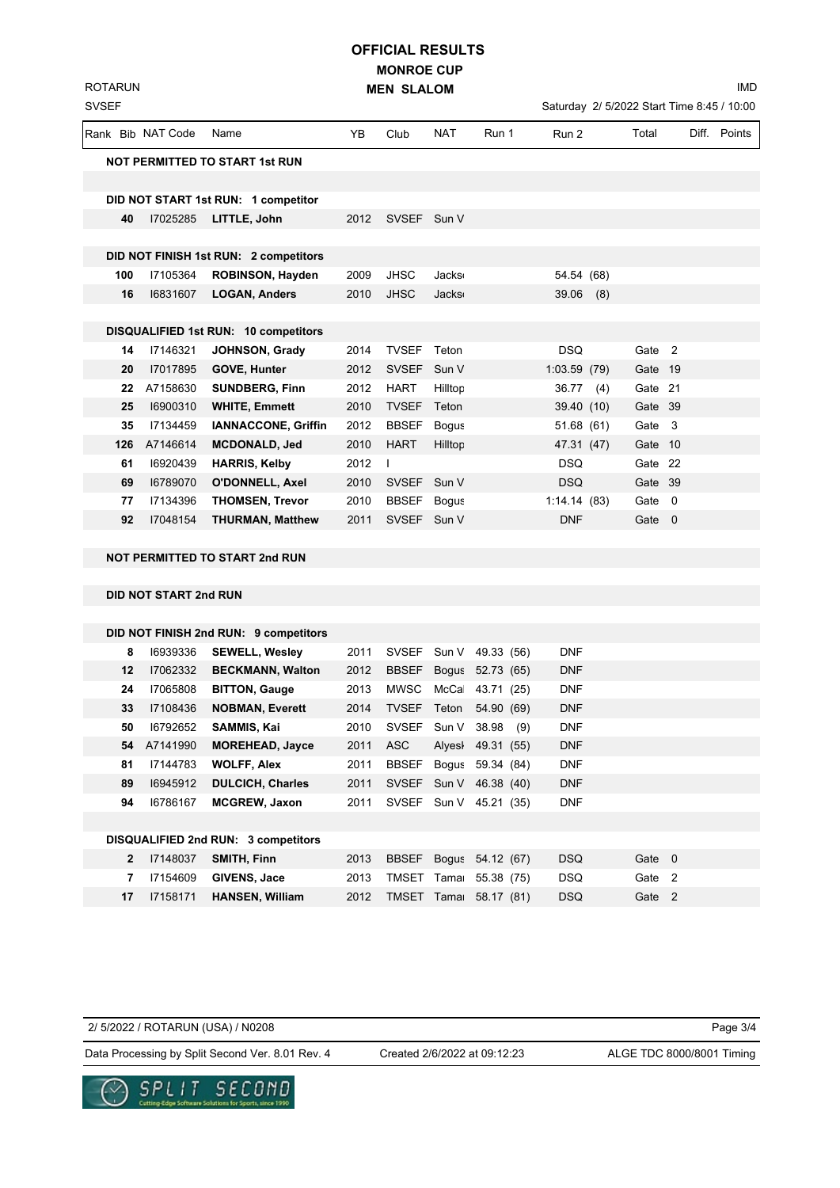# OFFICIAL RESULTS

## MONROE CUP

### MEN SLALOM

ROTARUN
SVSEF

IMD

Saturday 2/ 5/2022 Start Time 8:45 / 10:00

| Rank | Bib | NAT Code | Name | YB | Club | NAT | Run 1 | Run 2 | Total | Diff. | Points |
|---|---|---|---|---|---|---|---|---|---|---|---|
| **NOT PERMITTED TO START 1st RUN** | | | | | | | | | | | |
| **DID NOT START 1st RUN: 1 competitor** | | | | | | | | | | | |
| | **40** | I7025285 | **LITTLE, John** | 2012 | SVSEF | Sun V | | | | | |
| **DID NOT FINISH 1st RUN: 2 competitors** | | | | | | | | | | | |
| | **100** | I7105364 | **ROBINSON, Hayden** | 2009 | JHSC | Jacks | | 54.54 (68) | | | |
| | **16** | I6831607 | **LOGAN, Anders** | 2010 | JHSC | Jacks | | 39.06 (8) | | | |
| **DISQUALIFIED 1st RUN: 10 competitors** | | | | | | | | | | | |
| | **14** | I7146321 | **JOHNSON, Grady** | 2014 | TVSEF | Teton | | DSQ | Gate 2 | | |
| | **20** | I7017895 | **GOVE, Hunter** | 2012 | SVSEF | Sun V | | 1:03.59 (79) | Gate 19 | | |
| | **22** | A7158630 | **SUNDBERG, Finn** | 2012 | HART | Hilltop | | 36.77 (4) | Gate 21 | | |
| | **25** | I6900310 | **WHITE, Emmett** | 2010 | TVSEF | Teton | | 39.40 (10) | Gate 39 | | |
| | **35** | I7134459 | **IANNACCONE, Griffin** | 2012 | BBSEF | Bogus | | 51.68 (61) | Gate 3 | | |
| | **126** | A7146614 | **MCDONALD, Jed** | 2010 | HART | Hilltop | | 47.31 (47) | Gate 10 | | |
| | **61** | I6920439 | **HARRIS, Kelby** | 2012 | I | | | DSQ | Gate 22 | | |
| | **69** | I6789070 | **O'DONNELL, Axel** | 2010 | SVSEF | Sun V | | DSQ | Gate 39 | | |
| | **77** | I7134396 | **THOMSEN, Trevor** | 2010 | BBSEF | Bogus | | 1:14.14 (83) | Gate 0 | | |
| | **92** | I7048154 | **THURMAN, Matthew** | 2011 | SVSEF | Sun V | | DNF | Gate 0 | | |
| **NOT PERMITTED TO START 2nd RUN** | | | | | | | | | | | |
| **DID NOT START 2nd RUN** | | | | | | | | | | | |
| **DID NOT FINISH 2nd RUN: 9 competitors** | | | | | | | | | | | |
| | **8** | I6939336 | **SEWELL, Wesley** | 2011 | SVSEF | Sun V | 49.33 (56) | DNF | | | |
| | **12** | I7062332 | **BECKMANN, Walton** | 2012 | BBSEF | Bogus | 52.73 (65) | DNF | | | |
| | **24** | I7065808 | **BITTON, Gauge** | 2013 | MWSC | McCal | 43.71 (25) | DNF | | | |
| | **33** | I7108436 | **NOBMAN, Everett** | 2014 | TVSEF | Teton | 54.90 (69) | DNF | | | |
| | **50** | I6792652 | **SAMMIS, Kai** | 2010 | SVSEF | Sun V | 38.98 (9) | DNF | | | |
| | **54** | A7141990 | **MOREHEAD, Jayce** | 2011 | ASC | Alyesl | 49.31 (55) | DNF | | | |
| | **81** | I7144783 | **WOLFF, Alex** | 2011 | BBSEF | Bogus | 59.34 (84) | DNF | | | |
| | **89** | I6945912 | **DULCICH, Charles** | 2011 | SVSEF | Sun V | 46.38 (40) | DNF | | | |
| | **94** | I6786167 | **MCGREW, Jaxon** | 2011 | SVSEF | Sun V | 45.21 (35) | DNF | | | |
| **DISQUALIFIED 2nd RUN: 3 competitors** | | | | | | | | | | | |
| | **2** | I7148037 | **SMITH, Finn** | 2013 | BBSEF | Bogus | 54.12 (67) | DSQ | Gate 0 | | |
| | **7** | I7154609 | **GIVENS, Jace** | 2013 | TMSET | Tamar | 55.38 (75) | DSQ | Gate 2 | | |
| | **17** | I7158171 | **HANSEN, William** | 2012 | TMSET | Tamar | 58.17 (81) | DSQ | Gate 2 | | |

2/ 5/2022 / ROTARUN (USA) / N0208

Data Processing by Split Second Ver. 8.01 Rev. 4 — Created 2/6/2022 at 09:12:23 — ALGE TDC 8000/8001 Timing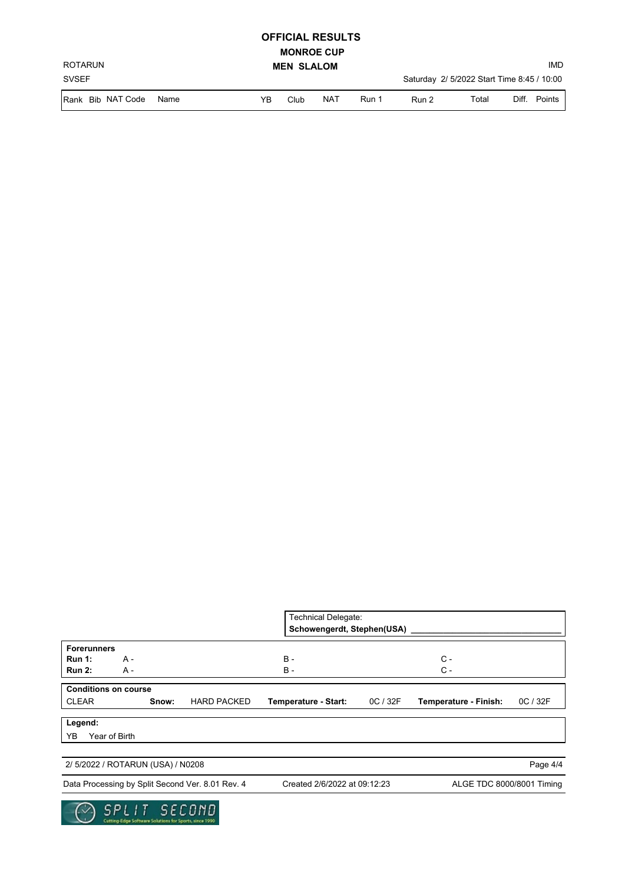# OFFICIAL RESULTS

## MONROE CUP

ROTARUN

SVSEF

### MEN SLALOM

IMD

Saturday 2/ 5/2022 Start Time 8:45 / 10:00

| Rank | Bib | NAT Code | Name | YB | Club | NAT | Run 1 | Run 2 | Total | Diff. | Points |
|---|---|---|---|---|---|---|---|---|---|---|---|

Technical Delegate:
**Schowengerdt, Stephen(USA)** _______________________________

| **Forerunners** | | | |
|---|---|---|---|
| **Run 1:** | A - | B - | C - |
| **Run 2:** | A - | B - | C - |

| **Conditions on course** | | | | | | | |
|---|---|---|---|---|---|---|---|
| CLEAR | **Snow:** | HARD PACKED | **Temperature - Start:** | 0C / 32F | **Temperature - Finish:** | 0C / 32F | |

**Legend:**
YB Year of Birth

2/ 5/2022 / ROTARUN (USA) / N0208

Data Processing by Split Second Ver. 8.01 Rev. 4 | Created 2/6/2022 at 09:12:23 | ALGE TDC 8000/8001 Timing